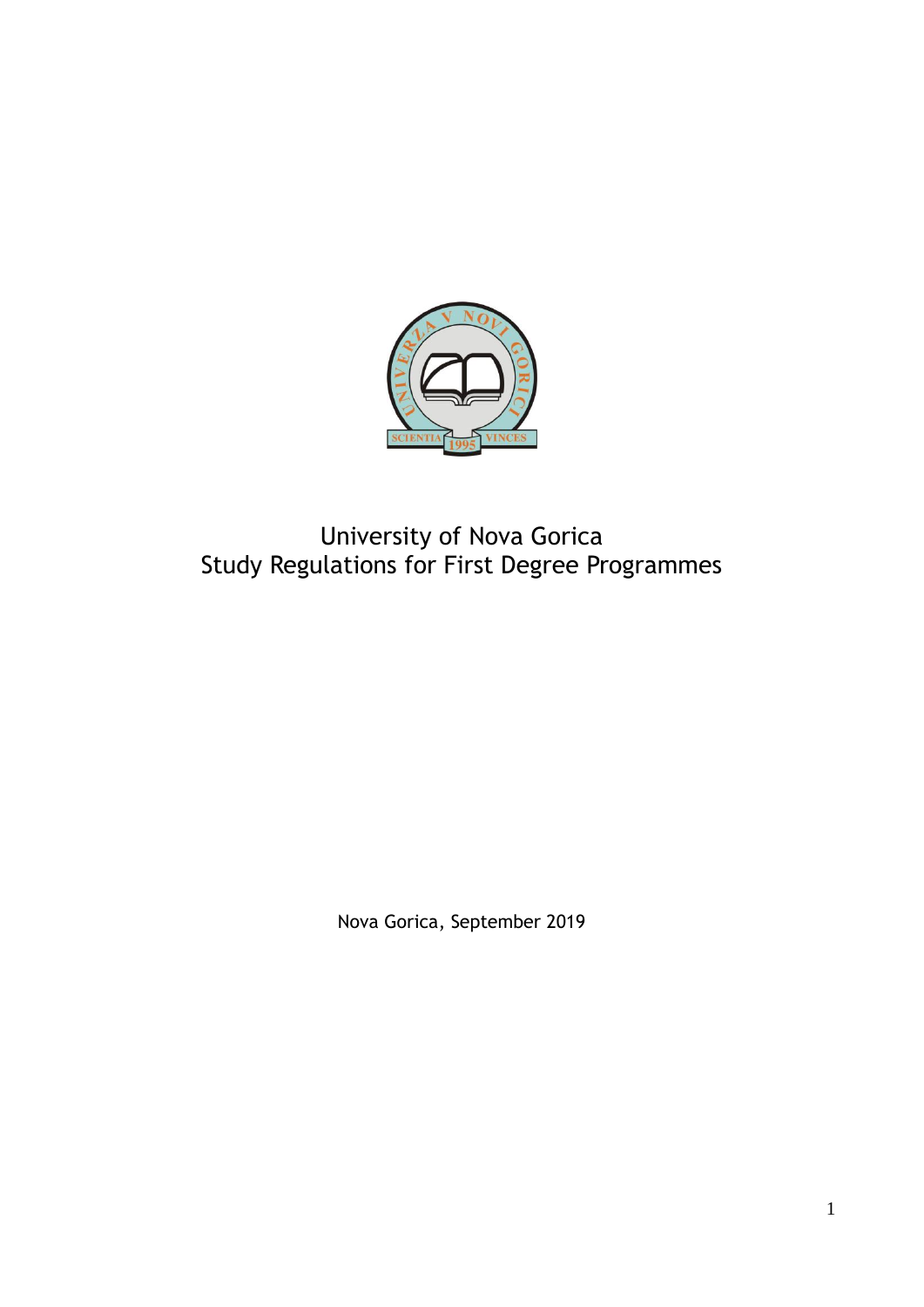# University of Nova Gorica
# Study Regulations for First Degree Programmes

Nova Gorica, September 2019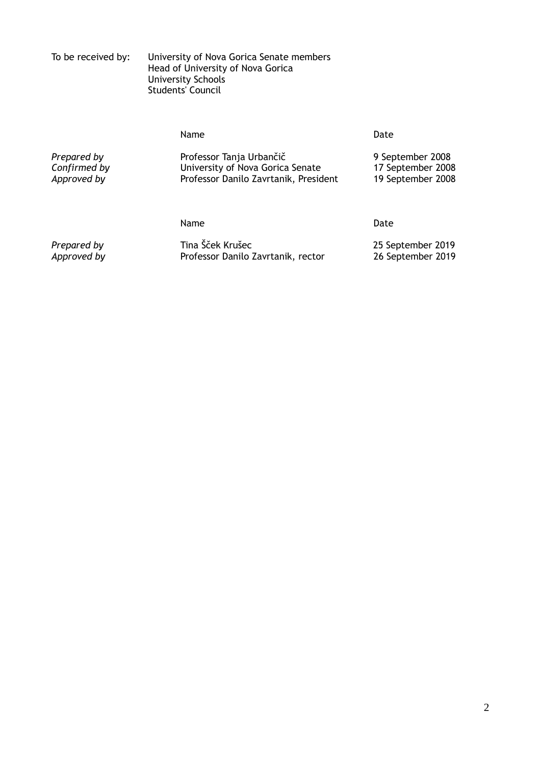To be received by: University of Nova Gorica Senate members
Head of University of Nova Gorica
University Schools
Students' Council

| | Name | Date |
|---|---|---|
| *Prepared by* | Professor Tanja Urbančič | 9 September 2008 |
| *Confirmed by* | University of Nova Gorica Senate | 17 September 2008 |
| *Approved by* | Professor Danilo Zavrtanik, President | 19 September 2008 |

| | Name | Date |
|---|---|---|
| *Prepared by* | Tina Šček Krušec | 25 September 2019 |
| *Approved by* | Professor Danilo Zavrtanik, rector | 26 September 2019 |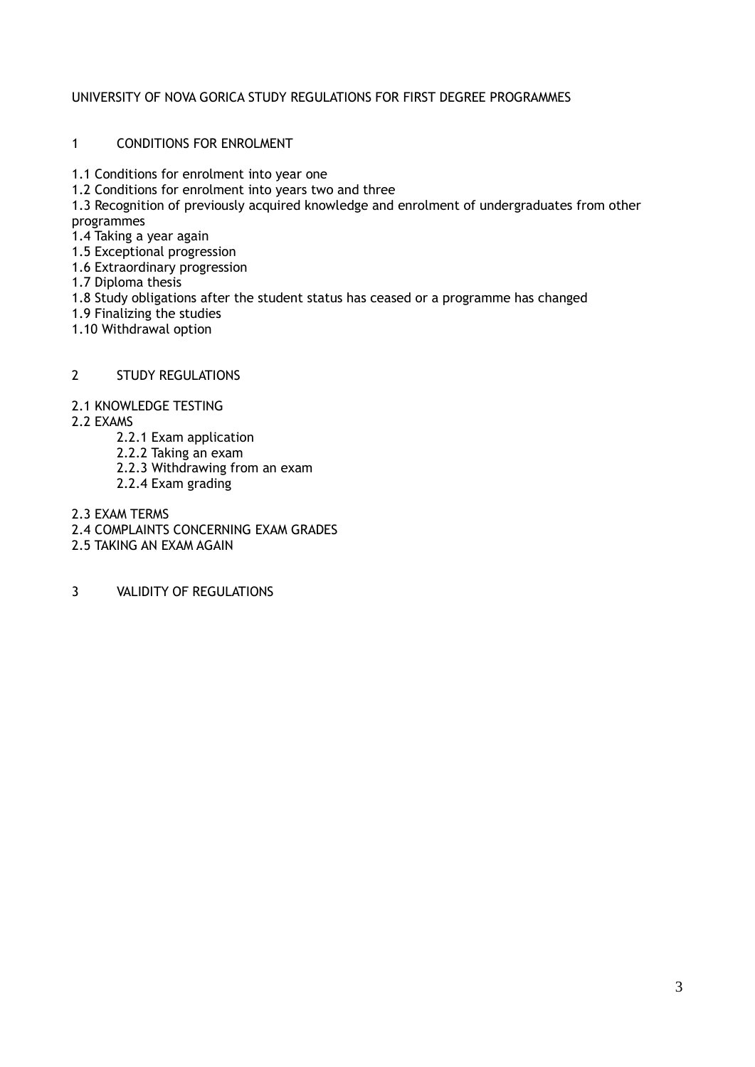UNIVERSITY OF NOVA GORICA STUDY REGULATIONS FOR FIRST DEGREE PROGRAMMES

1 CONDITIONS FOR ENROLMENT

1.1 Conditions for enrolment into year one
1.2 Conditions for enrolment into years two and three
1.3 Recognition of previously acquired knowledge and enrolment of undergraduates from other programmes
1.4 Taking a year again
1.5 Exceptional progression
1.6 Extraordinary progression
1.7 Diploma thesis
1.8 Study obligations after the student status has ceased or a programme has changed
1.9 Finalizing the studies
1.10 Withdrawal option

2 STUDY REGULATIONS

2.1 KNOWLEDGE TESTING
2.2 EXAMS
- 2.2.1 Exam application
- 2.2.2 Taking an exam
- 2.2.3 Withdrawing from an exam
- 2.2.4 Exam grading

2.3 EXAM TERMS
2.4 COMPLAINTS CONCERNING EXAM GRADES
2.5 TAKING AN EXAM AGAIN

3 VALIDITY OF REGULATIONS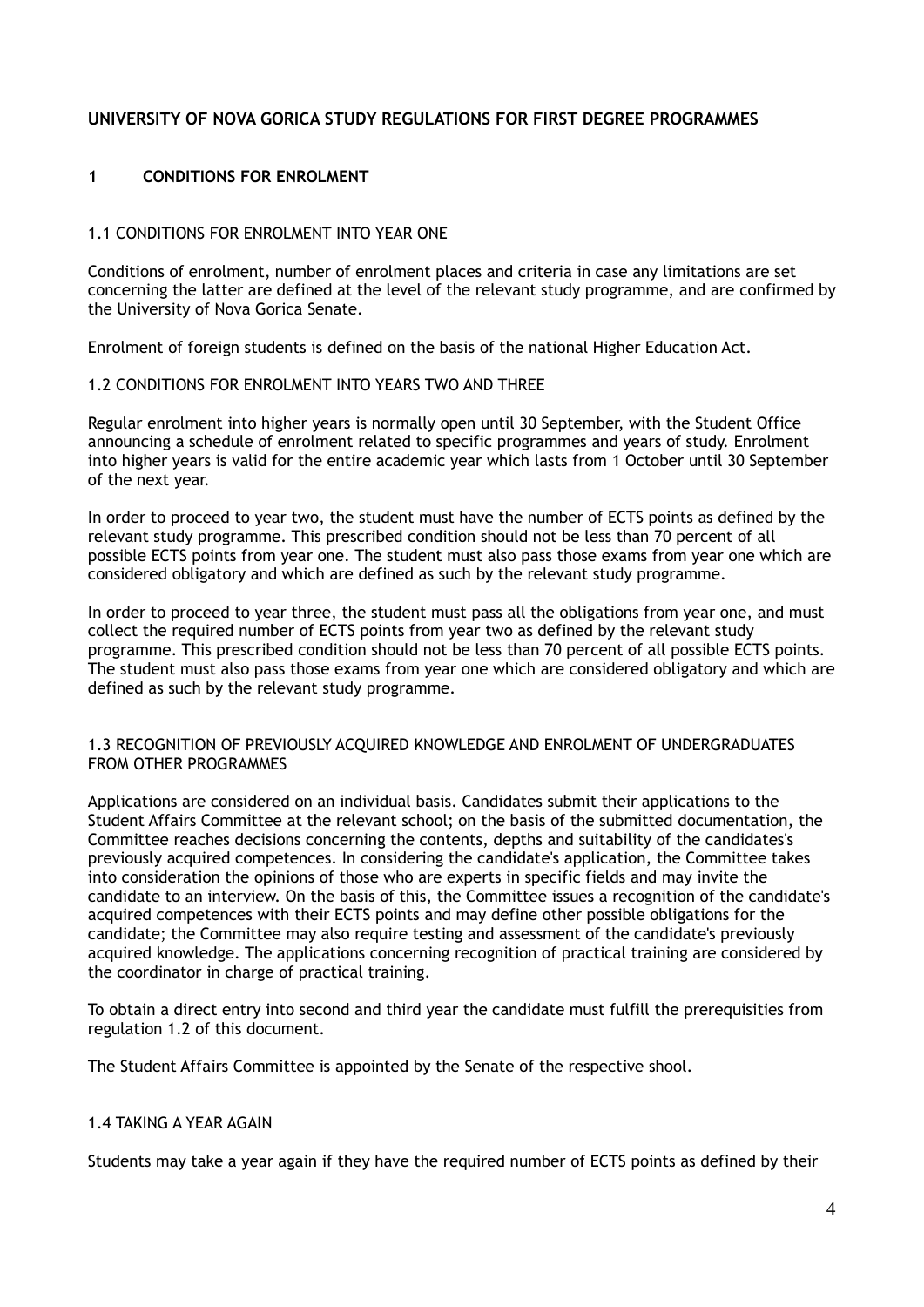**UNIVERSITY OF NOVA GORICA STUDY REGULATIONS FOR FIRST DEGREE PROGRAMMES**

# 1 CONDITIONS FOR ENROLMENT

## 1.1 CONDITIONS FOR ENROLMENT INTO YEAR ONE

Conditions of enrolment, number of enrolment places and criteria in case any limitations are set concerning the latter are defined at the level of the relevant study programme, and are confirmed by the University of Nova Gorica Senate.

Enrolment of foreign students is defined on the basis of the national Higher Education Act.

## 1.2 CONDITIONS FOR ENROLMENT INTO YEARS TWO AND THREE

Regular enrolment into higher years is normally open until 30 September, with the Student Office announcing a schedule of enrolment related to specific programmes and years of study. Enrolment into higher years is valid for the entire academic year which lasts from 1 October until 30 September of the next year.

In order to proceed to year two, the student must have the number of ECTS points as defined by the relevant study programme. This prescribed condition should not be less than 70 percent of all possible ECTS points from year one. The student must also pass those exams from year one which are considered obligatory and which are defined as such by the relevant study programme.

In order to proceed to year three, the student must pass all the obligations from year one, and must collect the required number of ECTS points from year two as defined by the relevant study programme. This prescribed condition should not be less than 70 percent of all possible ECTS points. The student must also pass those exams from year one which are considered obligatory and which are defined as such by the relevant study programme.

## 1.3 RECOGNITION OF PREVIOUSLY ACQUIRED KNOWLEDGE AND ENROLMENT OF UNDERGRADUATES FROM OTHER PROGRAMMES

Applications are considered on an individual basis. Candidates submit their applications to the Student Affairs Committee at the relevant school; on the basis of the submitted documentation, the Committee reaches decisions concerning the contents, depths and suitability of the candidates's previously acquired competences. In considering the candidate's application, the Committee takes into consideration the opinions of those who are experts in specific fields and may invite the candidate to an interview. On the basis of this, the Committee issues a recognition of the candidate's acquired competences with their ECTS points and may define other possible obligations for the candidate; the Committee may also require testing and assessment of the candidate's previously acquired knowledge. The applications concerning recognition of practical training are considered by the coordinator in charge of practical training.

To obtain a direct entry into second and third year the candidate must fulfill the prerequisities from regulation 1.2 of this document.

The Student Affairs Committee is appointed by the Senate of the respective shool.

## 1.4 TAKING A YEAR AGAIN

Students may take a year again if they have the required number of ECTS points as defined by their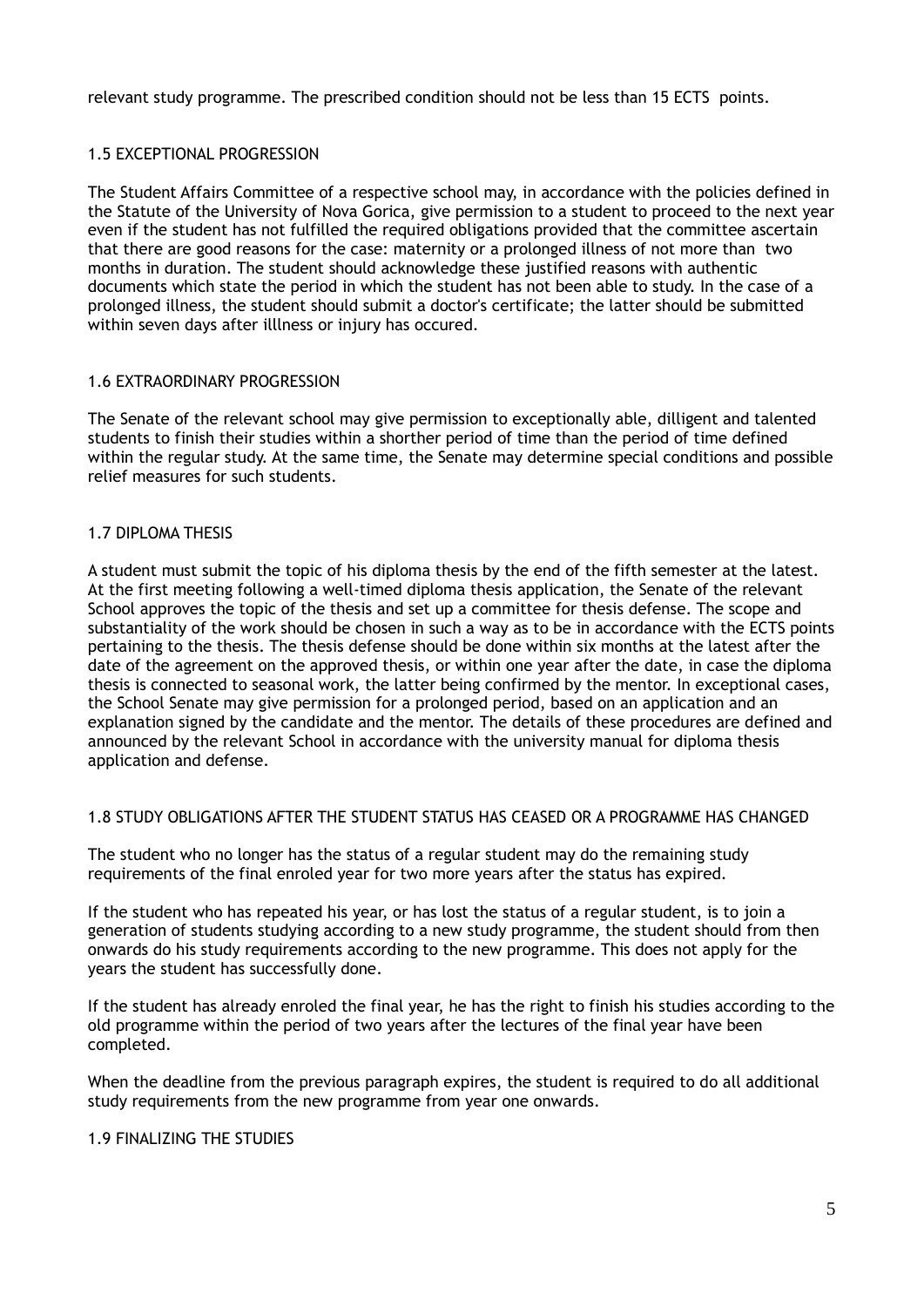relevant study programme. The prescribed condition should not be less than 15 ECTS points.

### 1.5 EXCEPTIONAL PROGRESSION

The Student Affairs Committee of a respective school may, in accordance with the policies defined in the Statute of the University of Nova Gorica, give permission to a student to proceed to the next year even if the student has not fulfilled the required obligations provided that the committee ascertain that there are good reasons for the case: maternity or a prolonged illness of not more than two months in duration. The student should acknowledge these justified reasons with authentic documents which state the period in which the student has not been able to study. In the case of a prolonged illness, the student should submit a doctor's certificate; the latter should be submitted within seven days after illlness or injury has occured.

### 1.6 EXTRAORDINARY PROGRESSION

The Senate of the relevant school may give permission to exceptionally able, dilligent and talented students to finish their studies within a shorther period of time than the period of time defined within the regular study. At the same time, the Senate may determine special conditions and possible relief measures for such students.

### 1.7 DIPLOMA THESIS

A student must submit the topic of his diploma thesis by the end of the fifth semester at the latest. At the first meeting following a well-timed diploma thesis application, the Senate of the relevant School approves the topic of the thesis and set up a committee for thesis defense. The scope and substantiality of the work should be chosen in such a way as to be in accordance with the ECTS points pertaining to the thesis. The thesis defense should be done within six months at the latest after the date of the agreement on the approved thesis, or within one year after the date, in case the diploma thesis is connected to seasonal work, the latter being confirmed by the mentor. In exceptional cases, the School Senate may give permission for a prolonged period, based on an application and an explanation signed by the candidate and the mentor. The details of these procedures are defined and announced by the relevant School in accordance with the university manual for diploma thesis application and defense.

### 1.8 STUDY OBLIGATIONS AFTER THE STUDENT STATUS HAS CEASED OR A PROGRAMME HAS CHANGED

The student who no longer has the status of a regular student may do the remaining study requirements of the final enroled year for two more years after the status has expired.

If the student who has repeated his year, or has lost the status of a regular student, is to join a generation of students studying according to a new study programme, the student should from then onwards do his study requirements according to the new programme. This does not apply for the years the student has successfully done.

If the student has already enroled the final year, he has the right to finish his studies according to the old programme within the period of two years after the lectures of the final year have been completed.

When the deadline from the previous paragraph expires, the student is required to do all additional study requirements from the new programme from year one onwards.

### 1.9 FINALIZING THE STUDIES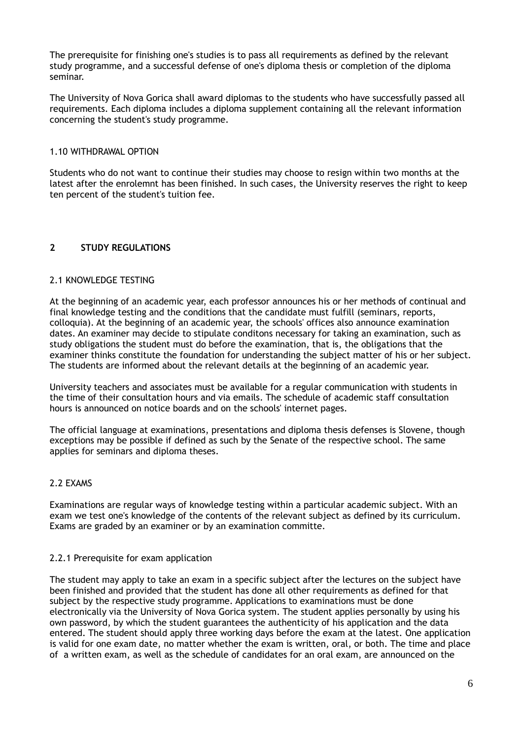The prerequisite for finishing one's studies is to pass all requirements as defined by the relevant study programme, and a successful defense of one's diploma thesis or completion of the diploma seminar.

The University of Nova Gorica shall award diplomas to the students who have successfully passed all requirements. Each diploma includes a diploma supplement containing all the relevant information concerning the student's study programme.

### 1.10 WITHDRAWAL OPTION

Students who do not want to continue their studies may choose to resign within two months at the latest after the enrolemnt has been finished. In such cases, the University reserves the right to keep ten percent of the student's tuition fee.

## 2 STUDY REGULATIONS

### 2.1 KNOWLEDGE TESTING

At the beginning of an academic year, each professor announces his or her methods of continual and final knowledge testing and the conditions that the candidate must fulfill (seminars, reports, colloquia). At the beginning of an academic year, the schools' offices also announce examination dates. An examiner may decide to stipulate conditons necessary for taking an examination, such as study obligations the student must do before the examination, that is, the obligations that the examiner thinks constitute the foundation for understanding the subject matter of his or her subject. The students are informed about the relevant details at the beginning of an academic year.

University teachers and associates must be available for a regular communication with students in the time of their consultation hours and via emails. The schedule of academic staff consultation hours is announced on notice boards and on the schools' internet pages.

The official language at examinations, presentations and diploma thesis defenses is Slovene, though exceptions may be possible if defined as such by the Senate of the respective school. The same applies for seminars and diploma theses.

### 2.2 EXAMS

Examinations are regular ways of knowledge testing within a particular academic subject. With an exam we test one's knowledge of the contents of the relevant subject as defined by its curriculum. Exams are graded by an examiner or by an examination committe.

#### 2.2.1 Prerequisite for exam application

The student may apply to take an exam in a specific subject after the lectures on the subject have been finished and provided that the student has done all other requirements as defined for that subject by the respective study programme. Applications to examinations must be done electronically via the University of Nova Gorica system. The student applies personally by using his own password, by which the student guarantees the authenticity of his application and the data entered. The student should apply three working days before the exam at the latest. One application is valid for one exam date, no matter whether the exam is written, oral, or both. The time and place of a written exam, as well as the schedule of candidates for an oral exam, are announced on the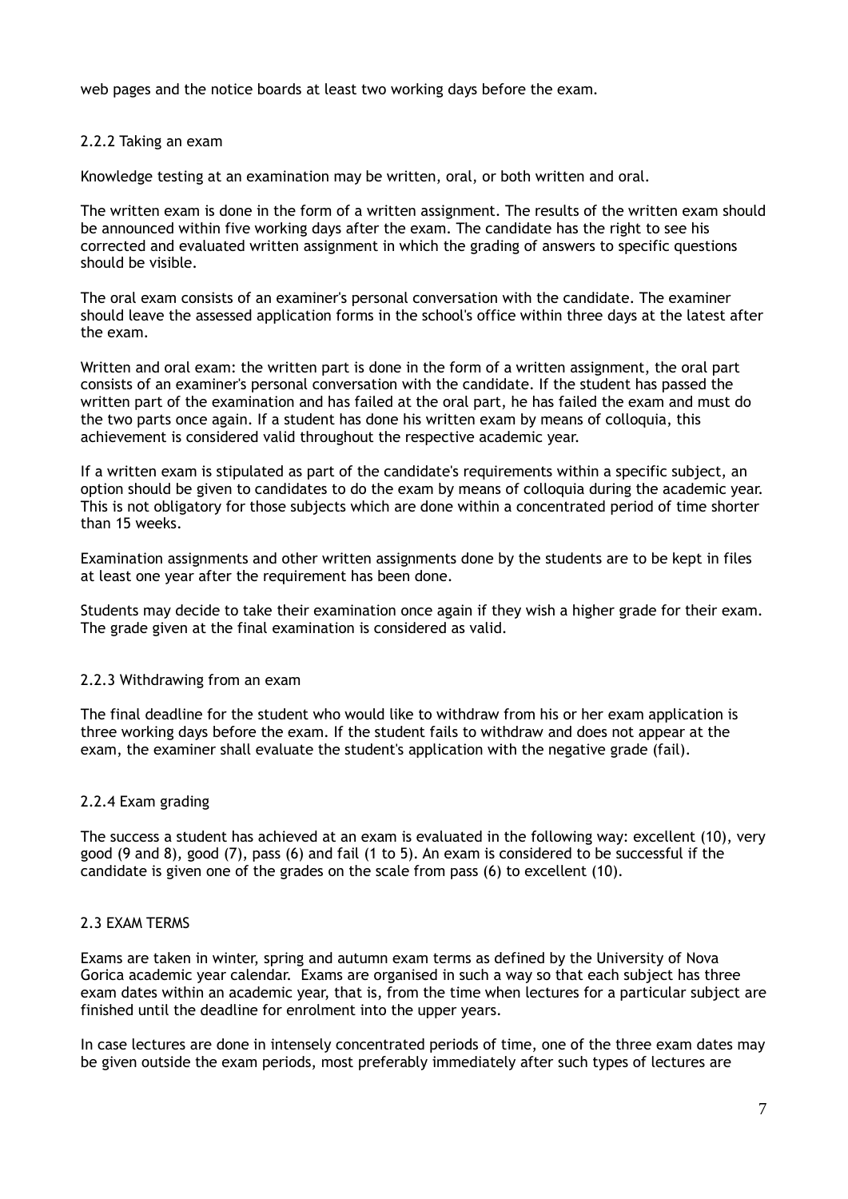web pages and the notice boards at least two working days before the exam.

### 2.2.2 Taking an exam

Knowledge testing at an examination may be written, oral, or both written and oral.

The written exam is done in the form of a written assignment. The results of the written exam should be announced within five working days after the exam. The candidate has the right to see his corrected and evaluated written assignment in which the grading of answers to specific questions should be visible.

The oral exam consists of an examiner's personal conversation with the candidate. The examiner should leave the assessed application forms in the school's office within three days at the latest after the exam.

Written and oral exam: the written part is done in the form of a written assignment, the oral part consists of an examiner's personal conversation with the candidate. If the student has passed the written part of the examination and has failed at the oral part, he has failed the exam and must do the two parts once again. If a student has done his written exam by means of colloquia, this achievement is considered valid throughout the respective academic year.

If a written exam is stipulated as part of the candidate's requirements within a specific subject, an option should be given to candidates to do the exam by means of colloquia during the academic year. This is not obligatory for those subjects which are done within a concentrated period of time shorter than 15 weeks.

Examination assignments and other written assignments done by the students are to be kept in files at least one year after the requirement has been done.

Students may decide to take their examination once again if they wish a higher grade for their exam. The grade given at the final examination is considered as valid.

### 2.2.3 Withdrawing from an exam

The final deadline for the student who would like to withdraw from his or her exam application is three working days before the exam. If the student fails to withdraw and does not appear at the exam, the examiner shall evaluate the student's application with the negative grade (fail).

### 2.2.4 Exam grading

The success a student has achieved at an exam is evaluated in the following way: excellent (10), very good (9 and 8), good (7), pass (6) and fail (1 to 5). An exam is considered to be successful if the candidate is given one of the grades on the scale from pass (6) to excellent (10).

## 2.3 EXAM TERMS

Exams are taken in winter, spring and autumn exam terms as defined by the University of Nova Gorica academic year calendar. Exams are organised in such a way so that each subject has three exam dates within an academic year, that is, from the time when lectures for a particular subject are finished until the deadline for enrolment into the upper years.

In case lectures are done in intensely concentrated periods of time, one of the three exam dates may be given outside the exam periods, most preferably immediately after such types of lectures are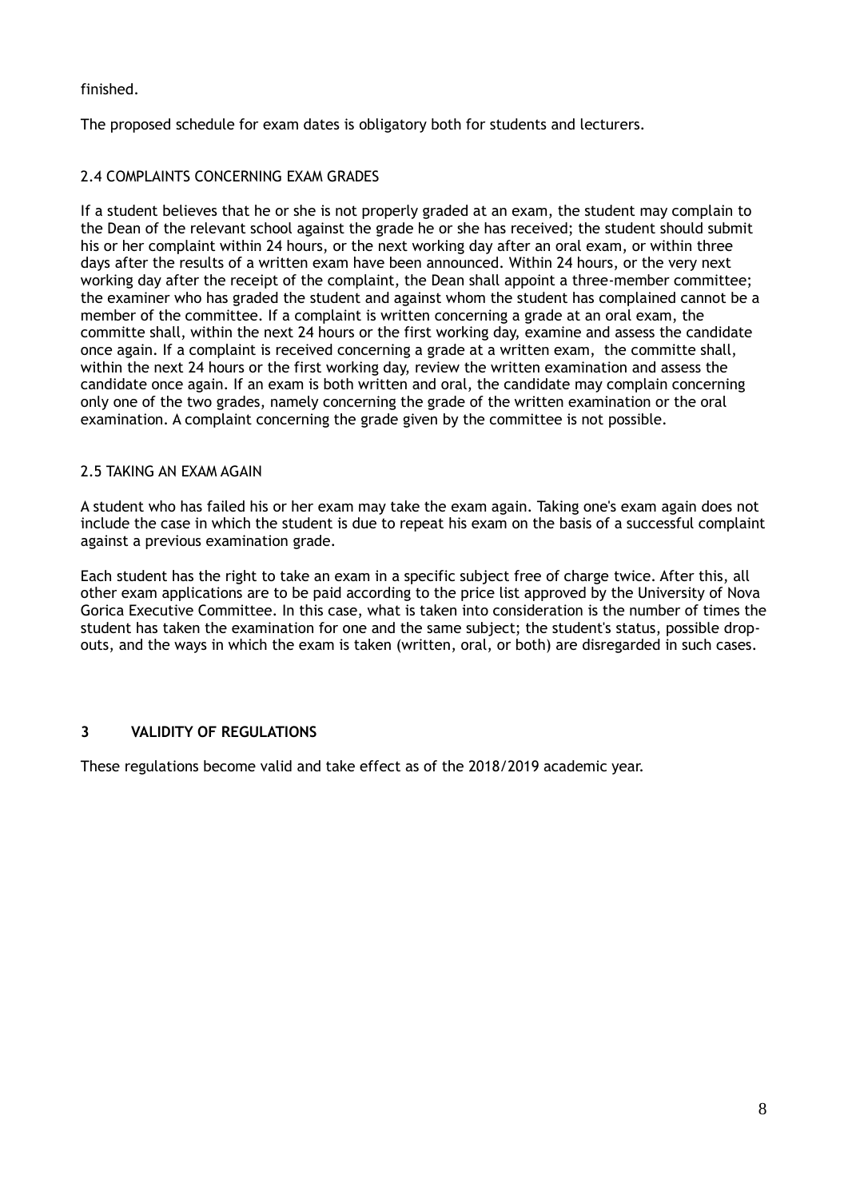finished.

The proposed schedule for exam dates is obligatory both for students and lecturers.

### 2.4 COMPLAINTS CONCERNING EXAM GRADES

If a student believes that he or she is not properly graded at an exam, the student may complain to the Dean of the relevant school against the grade he or she has received; the student should submit his or her complaint within 24 hours, or the next working day after an oral exam, or within three days after the results of a written exam have been announced. Within 24 hours, or the very next working day after the receipt of the complaint, the Dean shall appoint a three-member committee; the examiner who has graded the student and against whom the student has complained cannot be a member of the committee. If a complaint is written concerning a grade at an oral exam, the committe shall, within the next 24 hours or the first working day, examine and assess the candidate once again. If a complaint is received concerning a grade at a written exam, the committe shall, within the next 24 hours or the first working day, review the written examination and assess the candidate once again. If an exam is both written and oral, the candidate may complain concerning only one of the two grades, namely concerning the grade of the written examination or the oral examination. A complaint concerning the grade given by the committee is not possible.

### 2.5 TAKING AN EXAM AGAIN

A student who has failed his or her exam may take the exam again. Taking one's exam again does not include the case in which the student is due to repeat his exam on the basis of a successful complaint against a previous examination grade.

Each student has the right to take an exam in a specific subject free of charge twice. After this, all other exam applications are to be paid according to the price list approved by the University of Nova Gorica Executive Committee. In this case, what is taken into consideration is the number of times the student has taken the examination for one and the same subject; the student's status, possible drop-outs, and the ways in which the exam is taken (written, oral, or both) are disregarded in such cases.

## 3 VALIDITY OF REGULATIONS

These regulations become valid and take effect as of the 2018/2019 academic year.